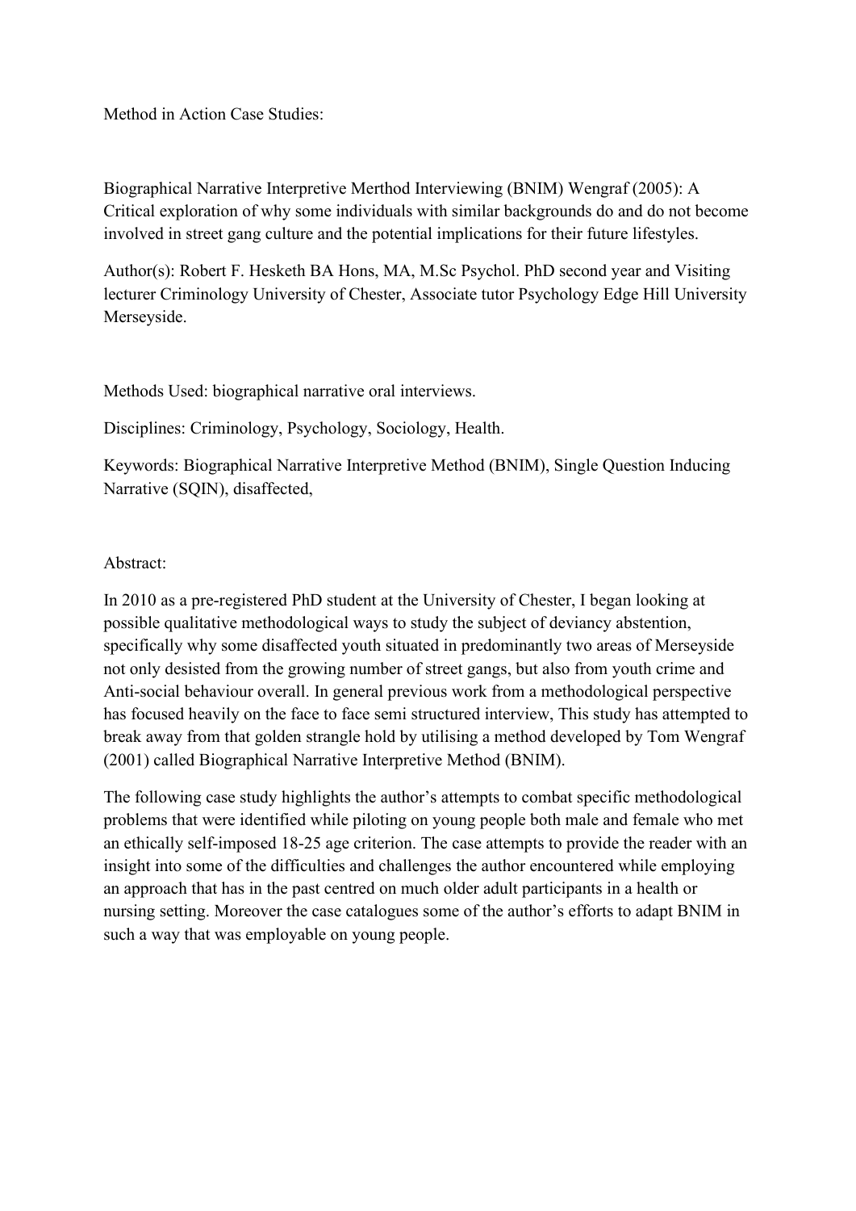Method in Action Case Studies:

Biographical Narrative Interpretive Merthod Interviewing (BNIM) Wengraf (2005): A Critical exploration of why some individuals with similar backgrounds do and do not become involved in street gang culture and the potential implications for their future lifestyles.

Author(s): Robert F. Hesketh BA Hons, MA, M.Sc Psychol. PhD second year and Visiting lecturer Criminology University of Chester, Associate tutor Psychology Edge Hill University Merseyside.

Methods Used: biographical narrative oral interviews.

Disciplines: Criminology, Psychology, Sociology, Health.

Keywords: Biographical Narrative Interpretive Method (BNIM), Single Question Inducing Narrative (SQIN), disaffected,

Abstract:

In 2010 as a pre-registered PhD student at the University of Chester, I began looking at possible qualitative methodological ways to study the subject of deviancy abstention, specifically why some disaffected youth situated in predominantly two areas of Merseyside not only desisted from the growing number of street gangs, but also from youth crime and Anti-social behaviour overall. In general previous work from a methodological perspective has focused heavily on the face to face semi structured interview, This study has attempted to break away from that golden strangle hold by utilising a method developed by Tom Wengraf (2001) called Biographical Narrative Interpretive Method (BNIM).

The following case study highlights the author's attempts to combat specific methodological problems that were identified while piloting on young people both male and female who met an ethically self-imposed 18-25 age criterion. The case attempts to provide the reader with an insight into some of the difficulties and challenges the author encountered while employing an approach that has in the past centred on much older adult participants in a health or nursing setting. Moreover the case catalogues some of the author's efforts to adapt BNIM in such a way that was employable on young people.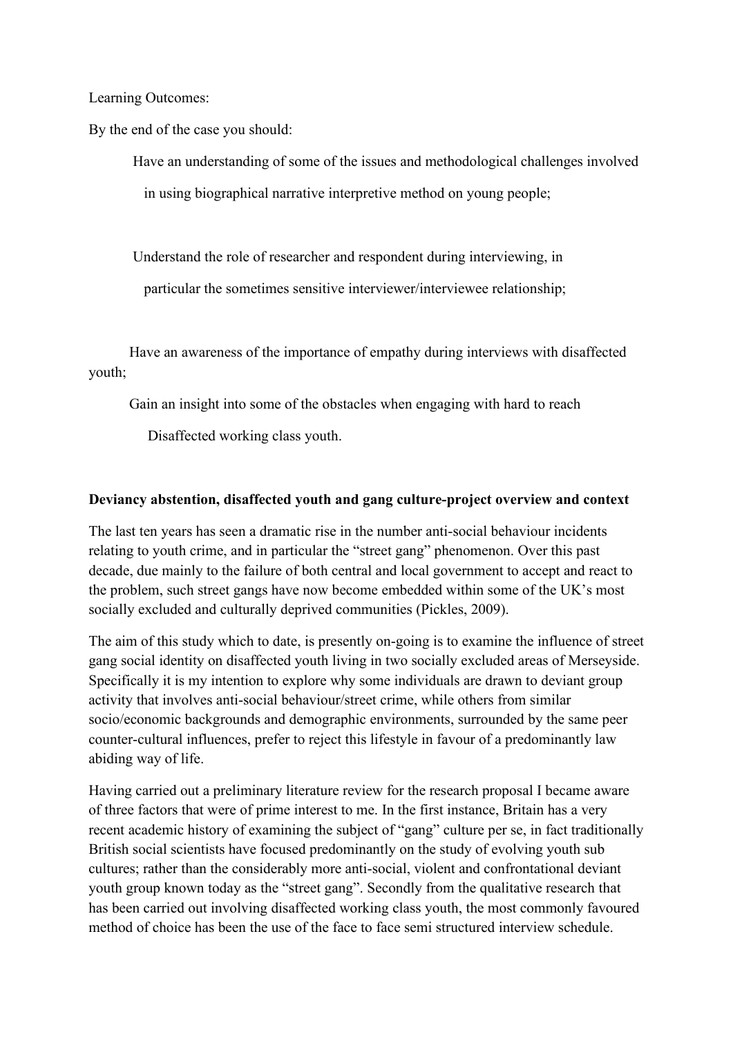Learning Outcomes:

By the end of the case you should:

- Have an understanding of some of the issues and methodological challenges involved in using biographical narrative interpretive method on young people;
- Understand the role of researcher and respondent during interviewing, in particular the sometimes sensitive interviewer/interviewee relationship;
- Have an awareness of the importance of empathy during interviews with disaffected youth;
- Gain an insight into some of the obstacles when engaging with hard to reach Disaffected working class youth.

**Deviancy abstention, disaffected youth and gang culture-project overview and context**

The last ten years has seen a dramatic rise in the number anti-social behaviour incidents relating to youth crime, and in particular the "street gang" phenomenon. Over this past decade, due mainly to the failure of both central and local government to accept and react to the problem, such street gangs have now become embedded within some of the UK's most socially excluded and culturally deprived communities (Pickles, 2009).

The aim of this study which to date, is presently on-going is to examine the influence of street gang social identity on disaffected youth living in two socially excluded areas of Merseyside. Specifically it is my intention to explore why some individuals are drawn to deviant group activity that involves anti-social behaviour/street crime, while others from similar socio/economic backgrounds and demographic environments, surrounded by the same peer counter-cultural influences, prefer to reject this lifestyle in favour of a predominantly law abiding way of life.

Having carried out a preliminary literature review for the research proposal I became aware of three factors that were of prime interest to me. In the first instance, Britain has a very recent academic history of examining the subject of "gang" culture per se, in fact traditionally British social scientists have focused predominantly on the study of evolving youth sub cultures; rather than the considerably more anti-social, violent and confrontational deviant youth group known today as the "street gang". Secondly from the qualitative research that has been carried out involving disaffected working class youth, the most commonly favoured method of choice has been the use of the face to face semi structured interview schedule.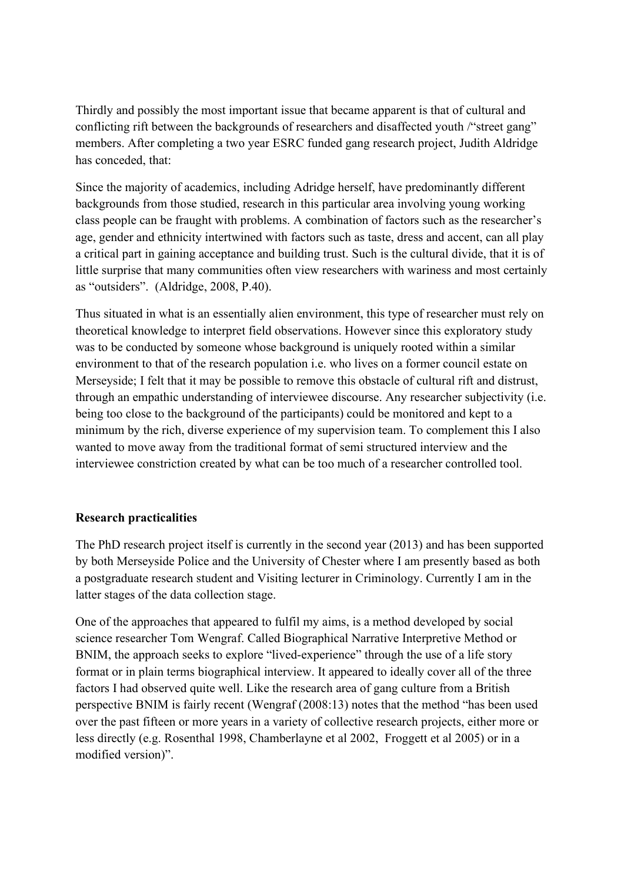Thirdly and possibly the most important issue that became apparent is that of cultural and conflicting rift between the backgrounds of researchers and disaffected youth /"street gang" members. After completing a two year ESRC funded gang research project, Judith Aldridge has conceded, that:

Since the majority of academics, including Adridge herself, have predominantly different backgrounds from those studied, research in this particular area involving young working class people can be fraught with problems. A combination of factors such as the researcher's age, gender and ethnicity intertwined with factors such as taste, dress and accent, can all play a critical part in gaining acceptance and building trust. Such is the cultural divide, that it is of little surprise that many communities often view researchers with wariness and most certainly as "outsiders". (Aldridge, 2008, P.40).

Thus situated in what is an essentially alien environment, this type of researcher must rely on theoretical knowledge to interpret field observations. However since this exploratory study was to be conducted by someone whose background is uniquely rooted within a similar environment to that of the research population i.e. who lives on a former council estate on Merseyside; I felt that it may be possible to remove this obstacle of cultural rift and distrust, through an empathic understanding of interviewee discourse. Any researcher subjectivity (i.e. being too close to the background of the participants) could be monitored and kept to a minimum by the rich, diverse experience of my supervision team. To complement this I also wanted to move away from the traditional format of semi structured interview and the interviewee constriction created by what can be too much of a researcher controlled tool.

**Research practicalities**

The PhD research project itself is currently in the second year (2013) and has been supported by both Merseyside Police and the University of Chester where I am presently based as both a postgraduate research student and Visiting lecturer in Criminology. Currently I am in the latter stages of the data collection stage.

One of the approaches that appeared to fulfil my aims, is a method developed by social science researcher Tom Wengraf. Called Biographical Narrative Interpretive Method or BNIM, the approach seeks to explore "lived-experience" through the use of a life story format or in plain terms biographical interview. It appeared to ideally cover all of the three factors I had observed quite well. Like the research area of gang culture from a British perspective BNIM is fairly recent (Wengraf (2008:13) notes that the method "has been used over the past fifteen or more years in a variety of collective research projects, either more or less directly (e.g. Rosenthal 1998, Chamberlayne et al 2002, Froggett et al 2005) or in a modified version)".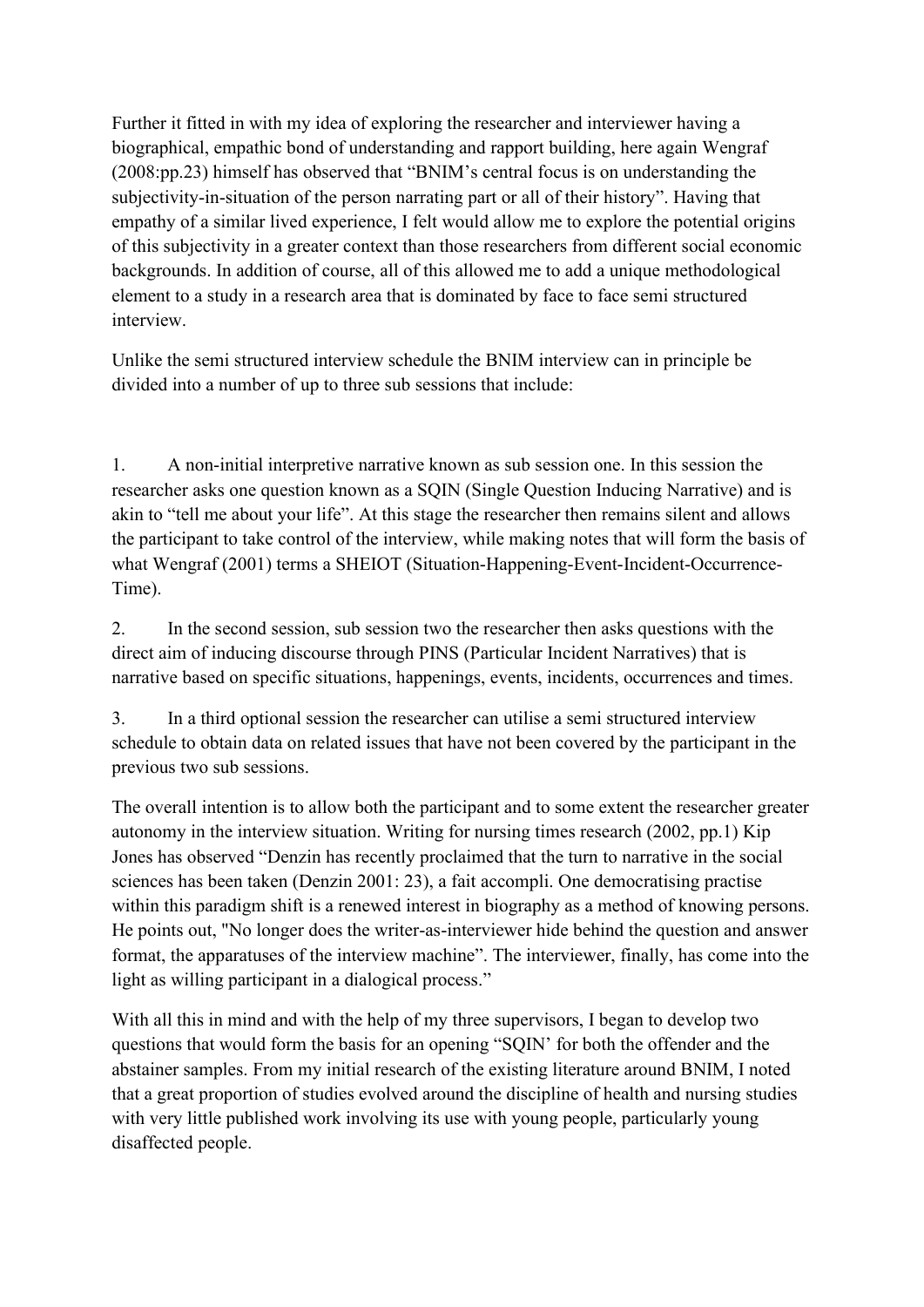Further it fitted in with my idea of exploring the researcher and interviewer having a biographical, empathic bond of understanding and rapport building, here again Wengraf (2008:pp.23) himself has observed that "BNIM's central focus is on understanding the subjectivity-in-situation of the person narrating part or all of their history". Having that empathy of a similar lived experience, I felt would allow me to explore the potential origins of this subjectivity in a greater context than those researchers from different social economic backgrounds. In addition of course, all of this allowed me to add a unique methodological element to a study in a research area that is dominated by face to face semi structured interview.

Unlike the semi structured interview schedule the BNIM interview can in principle be divided into a number of up to three sub sessions that include:

1. A non-initial interpretive narrative known as sub session one. In this session the researcher asks one question known as a SQIN (Single Question Inducing Narrative) and is akin to "tell me about your life". At this stage the researcher then remains silent and allows the participant to take control of the interview, while making notes that will form the basis of what Wengraf (2001) terms a SHEIOT (Situation-Happening-Event-Incident-Occurrence-Time).

2. In the second session, sub session two the researcher then asks questions with the direct aim of inducing discourse through PINS (Particular Incident Narratives) that is narrative based on specific situations, happenings, events, incidents, occurrences and times.

3. In a third optional session the researcher can utilise a semi structured interview schedule to obtain data on related issues that have not been covered by the participant in the previous two sub sessions.

The overall intention is to allow both the participant and to some extent the researcher greater autonomy in the interview situation. Writing for nursing times research (2002, pp.1) Kip Jones has observed "Denzin has recently proclaimed that the turn to narrative in the social sciences has been taken (Denzin 2001: 23), a fait accompli. One democratising practise within this paradigm shift is a renewed interest in biography as a method of knowing persons. He points out, "No longer does the writer-as-interviewer hide behind the question and answer format, the apparatuses of the interview machine". The interviewer, finally, has come into the light as willing participant in a dialogical process."

With all this in mind and with the help of my three supervisors, I began to develop two questions that would form the basis for an opening "SQIN' for both the offender and the abstainer samples. From my initial research of the existing literature around BNIM, I noted that a great proportion of studies evolved around the discipline of health and nursing studies with very little published work involving its use with young people, particularly young disaffected people.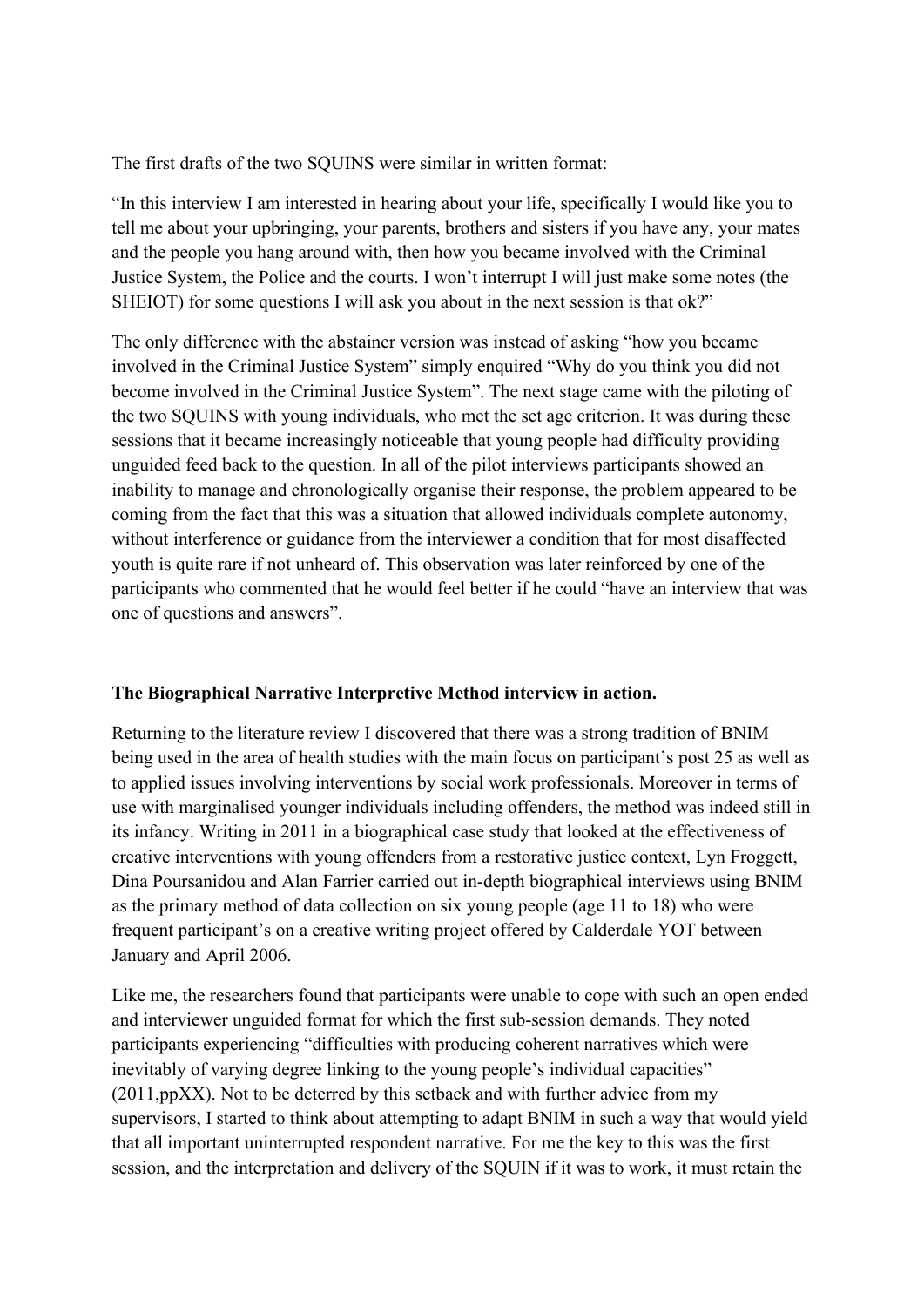The first drafts of the two SQUINS were similar in written format:

"In this interview I am interested in hearing about your life, specifically I would like you to tell me about your upbringing, your parents, brothers and sisters if you have any, your mates and the people you hang around with, then how you became involved with the Criminal Justice System, the Police and the courts. I won't interrupt I will just make some notes (the SHEIOT) for some questions I will ask you about in the next session is that ok?"

The only difference with the abstainer version was instead of asking "how you became involved in the Criminal Justice System" simply enquired "Why do you think you did not become involved in the Criminal Justice System". The next stage came with the piloting of the two SQUINS with young individuals, who met the set age criterion. It was during these sessions that it became increasingly noticeable that young people had difficulty providing unguided feed back to the question. In all of the pilot interviews participants showed an inability to manage and chronologically organise their response, the problem appeared to be coming from the fact that this was a situation that allowed individuals complete autonomy, without interference or guidance from the interviewer a condition that for most disaffected youth is quite rare if not unheard of. This observation was later reinforced by one of the participants who commented that he would feel better if he could "have an interview that was one of questions and answers".

**The Biographical Narrative Interpretive Method interview in action.**

Returning to the literature review I discovered that there was a strong tradition of BNIM being used in the area of health studies with the main focus on participant's post 25 as well as to applied issues involving interventions by social work professionals. Moreover in terms of use with marginalised younger individuals including offenders, the method was indeed still in its infancy. Writing in 2011 in a biographical case study that looked at the effectiveness of creative interventions with young offenders from a restorative justice context, Lyn Froggett, Dina Poursanidou and Alan Farrier carried out in-depth biographical interviews using BNIM as the primary method of data collection on six young people (age 11 to 18) who were frequent participant's on a creative writing project offered by Calderdale YOT between January and April 2006.

Like me, the researchers found that participants were unable to cope with such an open ended and interviewer unguided format for which the first sub-session demands. They noted participants experiencing "difficulties with producing coherent narratives which were inevitably of varying degree linking to the young people's individual capacities" (2011,ppXX). Not to be deterred by this setback and with further advice from my supervisors, I started to think about attempting to adapt BNIM in such a way that would yield that all important uninterrupted respondent narrative. For me the key to this was the first session, and the interpretation and delivery of the SQUIN if it was to work, it must retain the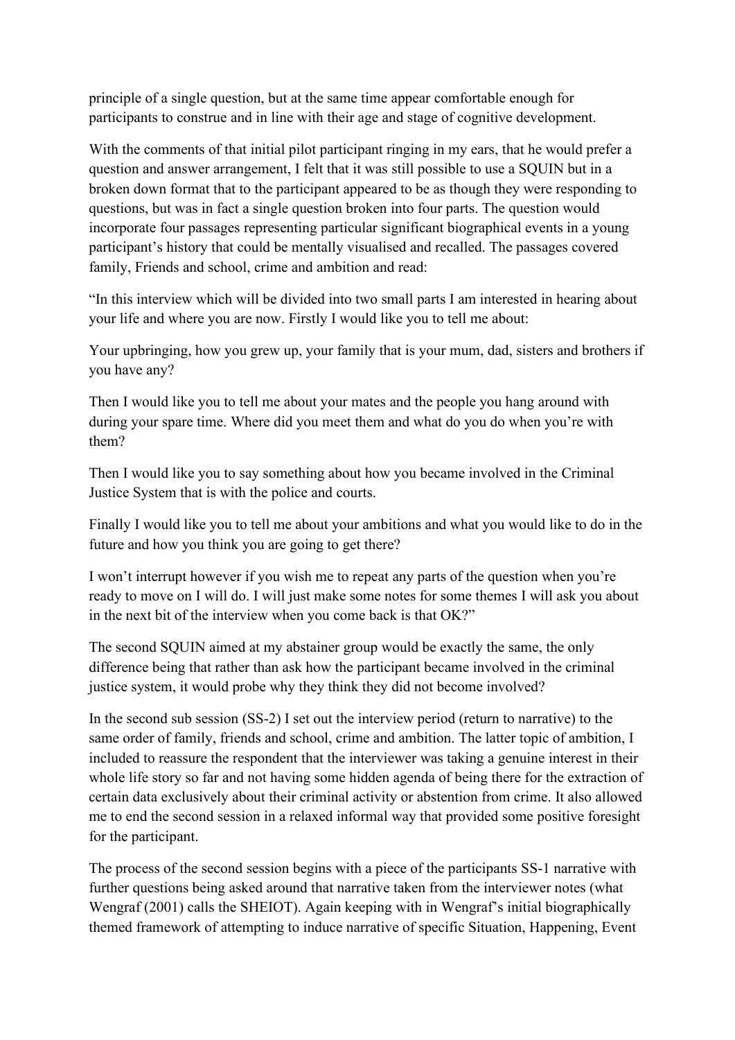principle of a single question, but at the same time appear comfortable enough for participants to construe and in line with their age and stage of cognitive development.

With the comments of that initial pilot participant ringing in my ears, that he would prefer a question and answer arrangement, I felt that it was still possible to use a SQUIN but in a broken down format that to the participant appeared to be as though they were responding to questions, but was in fact a single question broken into four parts. The question would incorporate four passages representing particular significant biographical events in a young participant's history that could be mentally visualised and recalled. The passages covered family, Friends and school, crime and ambition and read:

"In this interview which will be divided into two small parts I am interested in hearing about your life and where you are now. Firstly I would like you to tell me about:

Your upbringing, how you grew up, your family that is your mum, dad, sisters and brothers if you have any?

Then I would like you to tell me about your mates and the people you hang around with during your spare time. Where did you meet them and what do you do when you're with them?

Then I would like you to say something about how you became involved in the Criminal Justice System that is with the police and courts.

Finally I would like you to tell me about your ambitions and what you would like to do in the future and how you think you are going to get there?

I won't interrupt however if you wish me to repeat any parts of the question when you're ready to move on I will do. I will just make some notes for some themes I will ask you about in the next bit of the interview when you come back is that OK?"

The second SQUIN aimed at my abstainer group would be exactly the same, the only difference being that rather than ask how the participant became involved in the criminal justice system, it would probe why they think they did not become involved?

In the second sub session (SS-2) I set out the interview period (return to narrative) to the same order of family, friends and school, crime and ambition. The latter topic of ambition, I included to reassure the respondent that the interviewer was taking a genuine interest in their whole life story so far and not having some hidden agenda of being there for the extraction of certain data exclusively about their criminal activity or abstention from crime. It also allowed me to end the second session in a relaxed informal way that provided some positive foresight for the participant.

The process of the second session begins with a piece of the participants SS-1 narrative with further questions being asked around that narrative taken from the interviewer notes (what Wengraf (2001) calls the SHEIOT). Again keeping with in Wengraf's initial biographically themed framework of attempting to induce narrative of specific Situation, Happening, Event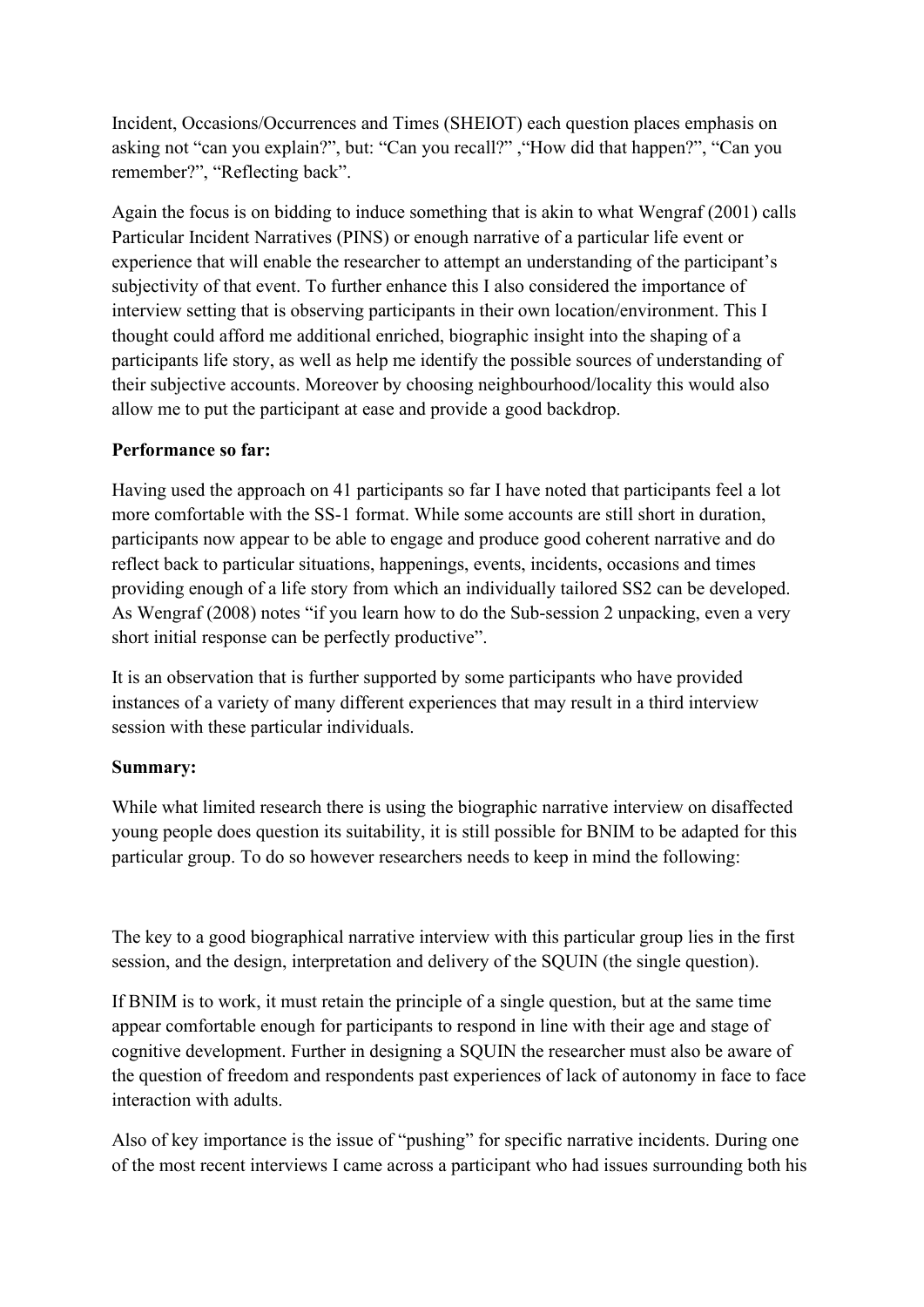Incident, Occasions/Occurrences and Times (SHEIOT) each question places emphasis on asking not "can you explain?", but: "Can you recall?" ,"How did that happen?", "Can you remember?", "Reflecting back".

Again the focus is on bidding to induce something that is akin to what Wengraf (2001) calls Particular Incident Narratives (PINS) or enough narrative of a particular life event or experience that will enable the researcher to attempt an understanding of the participant's subjectivity of that event. To further enhance this I also considered the importance of interview setting that is observing participants in their own location/environment. This I thought could afford me additional enriched, biographic insight into the shaping of a participants life story, as well as help me identify the possible sources of understanding of their subjective accounts. Moreover by choosing neighbourhood/locality this would also allow me to put the participant at ease and provide a good backdrop.

**Performance so far:**

Having used the approach on 41 participants so far I have noted that participants feel a lot more comfortable with the SS-1 format. While some accounts are still short in duration, participants now appear to be able to engage and produce good coherent narrative and do reflect back to particular situations, happenings, events, incidents, occasions and times providing enough of a life story from which an individually tailored SS2 can be developed. As Wengraf (2008) notes "if you learn how to do the Sub-session 2 unpacking, even a very short initial response can be perfectly productive".

It is an observation that is further supported by some participants who have provided instances of a variety of many different experiences that may result in a third interview session with these particular individuals.

**Summary:**

While what limited research there is using the biographic narrative interview on disaffected young people does question its suitability, it is still possible for BNIM to be adapted for this particular group. To do so however researchers needs to keep in mind the following:

The key to a good biographical narrative interview with this particular group lies in the first session, and the design, interpretation and delivery of the SQUIN (the single question).

If BNIM is to work, it must retain the principle of a single question, but at the same time appear comfortable enough for participants to respond in line with their age and stage of cognitive development. Further in designing a SQUIN the researcher must also be aware of the question of freedom and respondents past experiences of lack of autonomy in face to face interaction with adults.

Also of key importance is the issue of "pushing" for specific narrative incidents. During one of the most recent interviews I came across a participant who had issues surrounding both his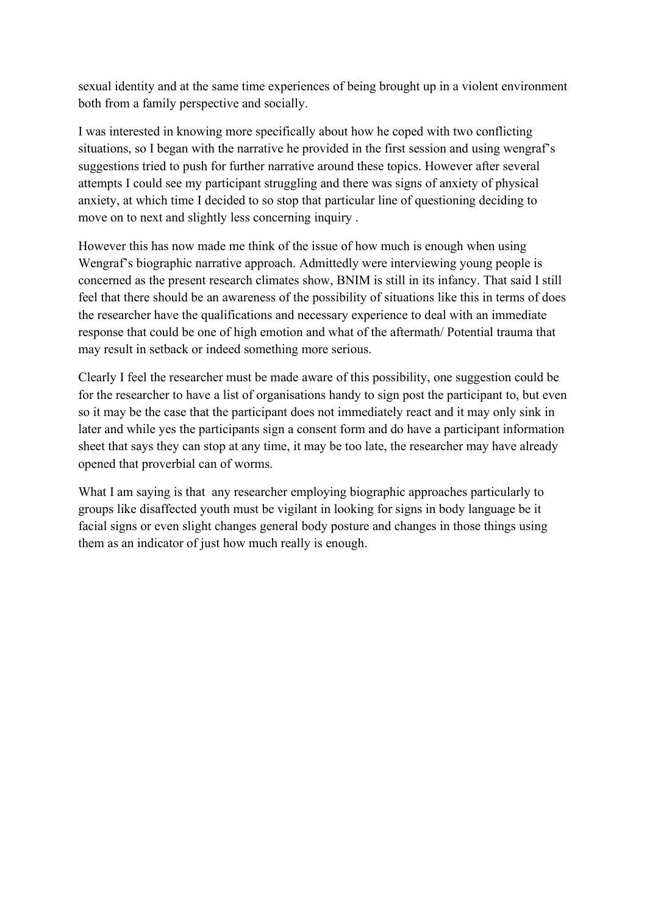sexual identity and at the same time experiences of being brought up in a violent environment both from a family perspective and socially.

I was interested in knowing more specifically about how he coped with two conflicting situations, so I began with the narrative he provided in the first session and using wengraf's suggestions tried to push for further narrative around these topics. However after several attempts I could see my participant struggling and there was signs of anxiety of physical anxiety, at which time I decided to so stop that particular line of questioning deciding to move on to next and slightly less concerning inquiry .

However this has now made me think of the issue of how much is enough when using Wengraf's biographic narrative approach. Admittedly were interviewing young people is concerned as the present research climates show, BNIM is still in its infancy. That said I still feel that there should be an awareness of the possibility of situations like this in terms of does the researcher have the qualifications and necessary experience to deal with an immediate response that could be one of high emotion and what of the aftermath/ Potential trauma that may result in setback or indeed something more serious.

Clearly I feel the researcher must be made aware of this possibility, one suggestion could be for the researcher to have a list of organisations handy to sign post the participant to, but even so it may be the case that the participant does not immediately react and it may only sink in later and while yes the participants sign a consent form and do have a participant information sheet that says they can stop at any time, it may be too late, the researcher may have already opened that proverbial can of worms.

What I am saying is that any researcher employing biographic approaches particularly to groups like disaffected youth must be vigilant in looking for signs in body language be it facial signs or even slight changes general body posture and changes in those things using them as an indicator of just how much really is enough.